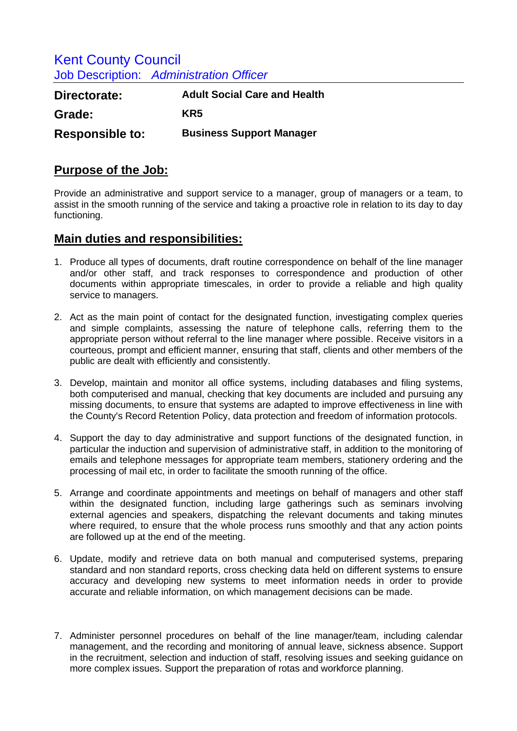# Kent County Council

## Job Description: *Administration Officer*

| | |
|---|---|
| **Directorate:** | **Adult Social Care and Health** |
| **Grade:** | **KR5** |
| **Responsible to:** | **Business Support Manager** |

## Purpose of the Job:

Provide an administrative and support service to a manager, group of managers or a team, to assist in the smooth running of the service and taking a proactive role in relation to its day to day functioning.

## Main duties and responsibilities:

1. Produce all types of documents, draft routine correspondence on behalf of the line manager and/or other staff, and track responses to correspondence and production of other documents within appropriate timescales, in order to provide a reliable and high quality service to managers.

2. Act as the main point of contact for the designated function, investigating complex queries and simple complaints, assessing the nature of telephone calls, referring them to the appropriate person without referral to the line manager where possible. Receive visitors in a courteous, prompt and efficient manner, ensuring that staff, clients and other members of the public are dealt with efficiently and consistently.

3. Develop, maintain and monitor all office systems, including databases and filing systems, both computerised and manual, checking that key documents are included and pursuing any missing documents, to ensure that systems are adapted to improve effectiveness in line with the County's Record Retention Policy, data protection and freedom of information protocols.

4. Support the day to day administrative and support functions of the designated function, in particular the induction and supervision of administrative staff, in addition to the monitoring of emails and telephone messages for appropriate team members, stationery ordering and the processing of mail etc, in order to facilitate the smooth running of the office.

5. Arrange and coordinate appointments and meetings on behalf of managers and other staff within the designated function, including large gatherings such as seminars involving external agencies and speakers, dispatching the relevant documents and taking minutes where required, to ensure that the whole process runs smoothly and that any action points are followed up at the end of the meeting.

6. Update, modify and retrieve data on both manual and computerised systems, preparing standard and non standard reports, cross checking data held on different systems to ensure accuracy and developing new systems to meet information needs in order to provide accurate and reliable information, on which management decisions can be made.

7. Administer personnel procedures on behalf of the line manager/team, including calendar management, and the recording and monitoring of annual leave, sickness absence. Support in the recruitment, selection and induction of staff, resolving issues and seeking guidance on more complex issues. Support the preparation of rotas and workforce planning.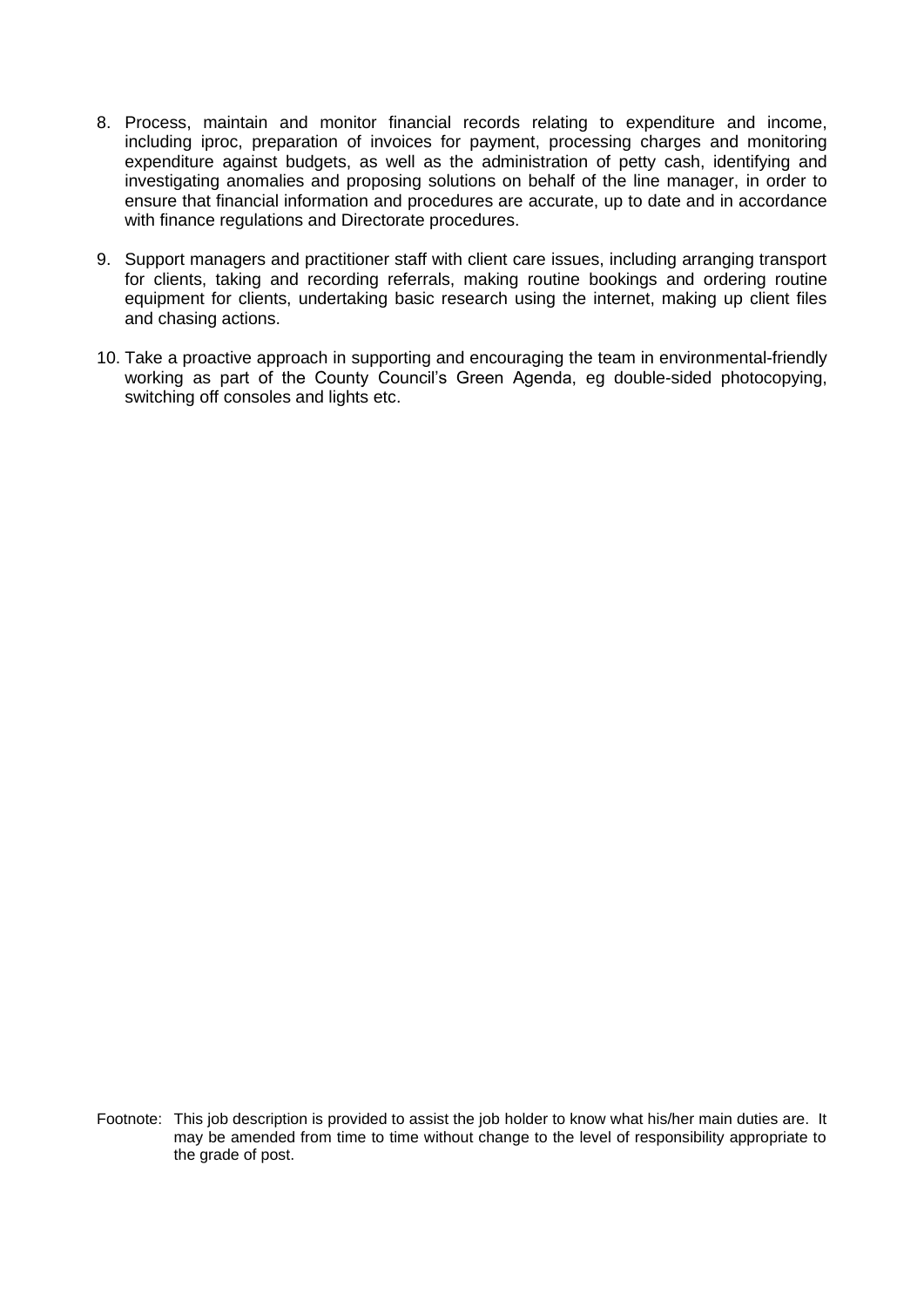8. Process, maintain and monitor financial records relating to expenditure and income, including iproc, preparation of invoices for payment, processing charges and monitoring expenditure against budgets, as well as the administration of petty cash, identifying and investigating anomalies and proposing solutions on behalf of the line manager, in order to ensure that financial information and procedures are accurate, up to date and in accordance with finance regulations and Directorate procedures.

9. Support managers and practitioner staff with client care issues, including arranging transport for clients, taking and recording referrals, making routine bookings and ordering routine equipment for clients, undertaking basic research using the internet, making up client files and chasing actions.

10. Take a proactive approach in supporting and encouraging the team in environmental-friendly working as part of the County Council's Green Agenda, eg double-sided photocopying, switching off consoles and lights etc.

Footnote: This job description is provided to assist the job holder to know what his/her main duties are. It may be amended from time to time without change to the level of responsibility appropriate to the grade of post.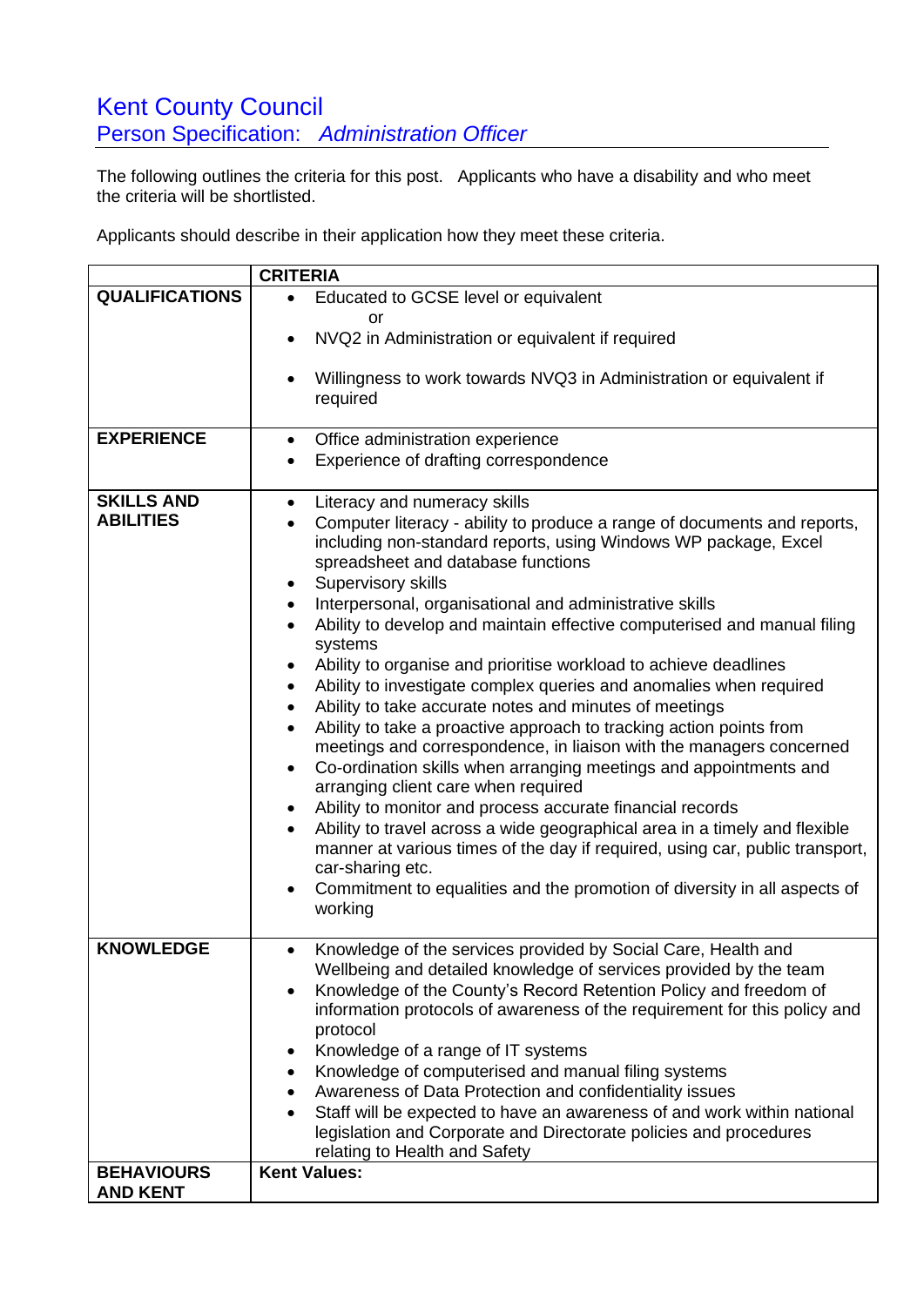# Kent County Council

## Person Specification: *Administration Officer*

The following outlines the criteria for this post. Applicants who have a disability and who meet the criteria will be shortlisted.

Applicants should describe in their application how they meet these criteria.

| | **CRITERIA** |
|---|---|
| **QUALIFICATIONS** | • Educated to GCSE level or equivalent<br>or<br>• NVQ2 in Administration or equivalent if required<br><br>• Willingness to work towards NVQ3 in Administration or equivalent if required |
| **EXPERIENCE** | • Office administration experience<br>• Experience of drafting correspondence |
| **SKILLS AND ABILITIES** | • Literacy and numeracy skills<br>• Computer literacy - ability to produce a range of documents and reports, including non-standard reports, using Windows WP package, Excel spreadsheet and database functions<br>• Supervisory skills<br>• Interpersonal, organisational and administrative skills<br>• Ability to develop and maintain effective computerised and manual filing systems<br>• Ability to organise and prioritise workload to achieve deadlines<br>• Ability to investigate complex queries and anomalies when required<br>• Ability to take accurate notes and minutes of meetings<br>• Ability to take a proactive approach to tracking action points from meetings and correspondence, in liaison with the managers concerned<br>• Co-ordination skills when arranging meetings and appointments and arranging client care when required<br>• Ability to monitor and process accurate financial records<br>• Ability to travel across a wide geographical area in a timely and flexible manner at various times of the day if required, using car, public transport, car-sharing etc.<br>• Commitment to equalities and the promotion of diversity in all aspects of working |
| **KNOWLEDGE** | • Knowledge of the services provided by Social Care, Health and Wellbeing and detailed knowledge of services provided by the team<br>• Knowledge of the County's Record Retention Policy and freedom of information protocols of awareness of the requirement for this policy and protocol<br>• Knowledge of a range of IT systems<br>• Knowledge of computerised and manual filing systems<br>• Awareness of Data Protection and confidentiality issues<br>• Staff will be expected to have an awareness of and work within national legislation and Corporate and Directorate policies and procedures relating to Health and Safety |
| **BEHAVIOURS AND KENT** | **Kent Values:** |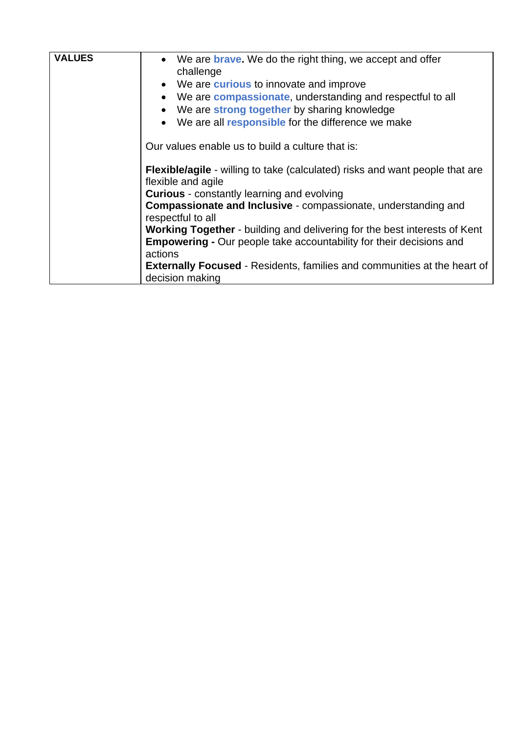| | |
|---|---|
| **VALUES** | • We are **brave.** We do the right thing, we accept and offer challenge<br>• We are **curious** to innovate and improve<br>• We are **compassionate**, understanding and respectful to all<br>• We are **strong together** by sharing knowledge<br>• We are all **responsible** for the difference we make<br><br>Our values enable us to build a culture that is:<br><br>**Flexible/agile** - willing to take (calculated) risks and want people that are flexible and agile<br>**Curious** - constantly learning and evolving<br>**Compassionate and Inclusive** - compassionate, understanding and respectful to all<br>**Working Together** - building and delivering for the best interests of Kent<br>**Empowering -** Our people take accountability for their decisions and actions<br>**Externally Focused** - Residents, families and communities at the heart of decision making |